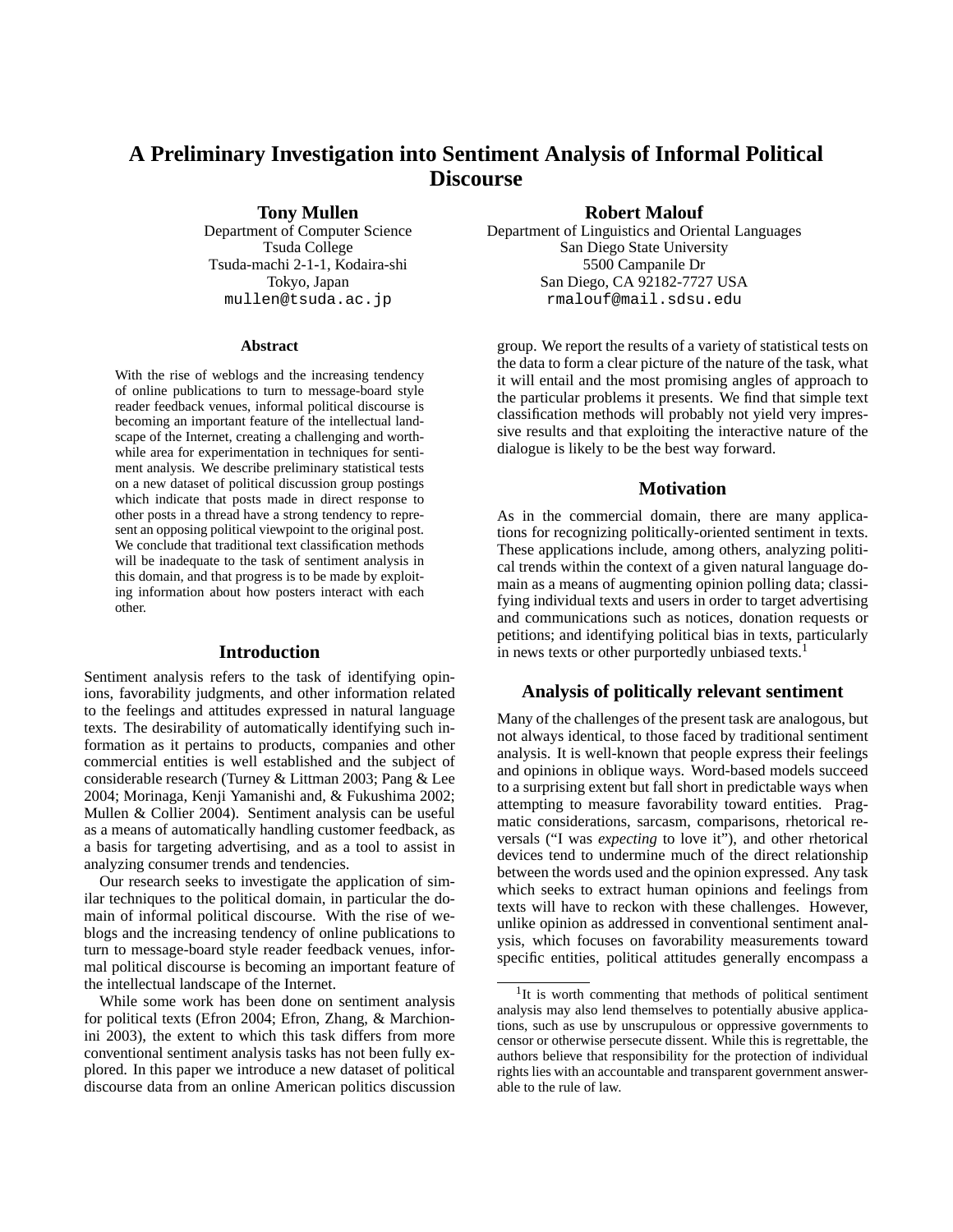# A Preliminary Investigation into Sentiment Analysis of Informal Political Discourse

**Tony Mullen**
Department of Computer Science
Tsuda College
Tsuda-machi 2-1-1, Kodaira-shi
Tokyo, Japan
mullen@tsuda.ac.jp

**Robert Malouf**
Department of Linguistics and Oriental Languages
San Diego State University
5500 Campanile Dr
San Diego, CA 92182-7727 USA
rmalouf@mail.sdsu.edu

### Abstract

With the rise of weblogs and the increasing tendency of online publications to turn to message-board style reader feedback venues, informal political discourse is becoming an important feature of the intellectual landscape of the Internet, creating a challenging and worthwhile area for experimentation in techniques for sentiment analysis. We describe preliminary statistical tests on a new dataset of political discussion group postings which indicate that posts made in direct response to other posts in a thread have a strong tendency to represent an opposing political viewpoint to the original post. We conclude that traditional text classification methods will be inadequate to the task of sentiment analysis in this domain, and that progress is to be made by exploiting information about how posters interact with each other.

## Introduction

Sentiment analysis refers to the task of identifying opinions, favorability judgments, and other information related to the feelings and attitudes expressed in natural language texts. The desirability of automatically identifying such information as it pertains to products, companies and other commercial entities is well established and the subject of considerable research (Turney & Littman 2003; Pang & Lee 2004; Morinaga, Kenji Yamanishi and, & Fukushima 2002; Mullen & Collier 2004). Sentiment analysis can be useful as a means of automatically handling customer feedback, as a basis for targeting advertising, and as a tool to assist in analyzing consumer trends and tendencies.

Our research seeks to investigate the application of similar techniques to the political domain, in particular the domain of informal political discourse. With the rise of weblogs and the increasing tendency of online publications to turn to message-board style reader feedback venues, informal political discourse is becoming an important feature of the intellectual landscape of the Internet.

While some work has been done on sentiment analysis for political texts (Efron 2004; Efron, Zhang, & Marchionini 2003), the extent to which this task differs from more conventional sentiment analysis tasks has not been fully explored. In this paper we introduce a new dataset of political discourse data from an online American politics discussion group. We report the results of a variety of statistical tests on the data to form a clear picture of the nature of the task, what it will entail and the most promising angles of approach to the particular problems it presents. We find that simple text classification methods will probably not yield very impressive results and that exploiting the interactive nature of the dialogue is likely to be the best way forward.

## Motivation

As in the commercial domain, there are many applications for recognizing politically-oriented sentiment in texts. These applications include, among others, analyzing political trends within the context of a given natural language domain as a means of augmenting opinion polling data; classifying individual texts and users in order to target advertising and communications such as notices, donation requests or petitions; and identifying political bias in texts, particularly in news texts or other purportedly unbiased texts.[1]

## Analysis of politically relevant sentiment

Many of the challenges of the present task are analogous, but not always identical, to those faced by traditional sentiment analysis. It is well-known that people express their feelings and opinions in oblique ways. Word-based models succeed to a surprising extent but fall short in predictable ways when attempting to measure favorability toward entities. Pragmatic considerations, sarcasm, comparisons, rhetorical reversals ("I was *expecting* to love it"), and other rhetorical devices tend to undermine much of the direct relationship between the words used and the opinion expressed. Any task which seeks to extract human opinions and feelings from texts will have to reckon with these challenges. However, unlike opinion as addressed in conventional sentiment analysis, which focuses on favorability measurements toward specific entities, political attitudes generally encompass a

[1] It is worth commenting that methods of political sentiment analysis may also lend themselves to potentially abusive applications, such as use by unscrupulous or oppressive governments to censor or otherwise persecute dissent. While this is regrettable, the authors believe that responsibility for the protection of individual rights lies with an accountable and transparent government answerable to the rule of law.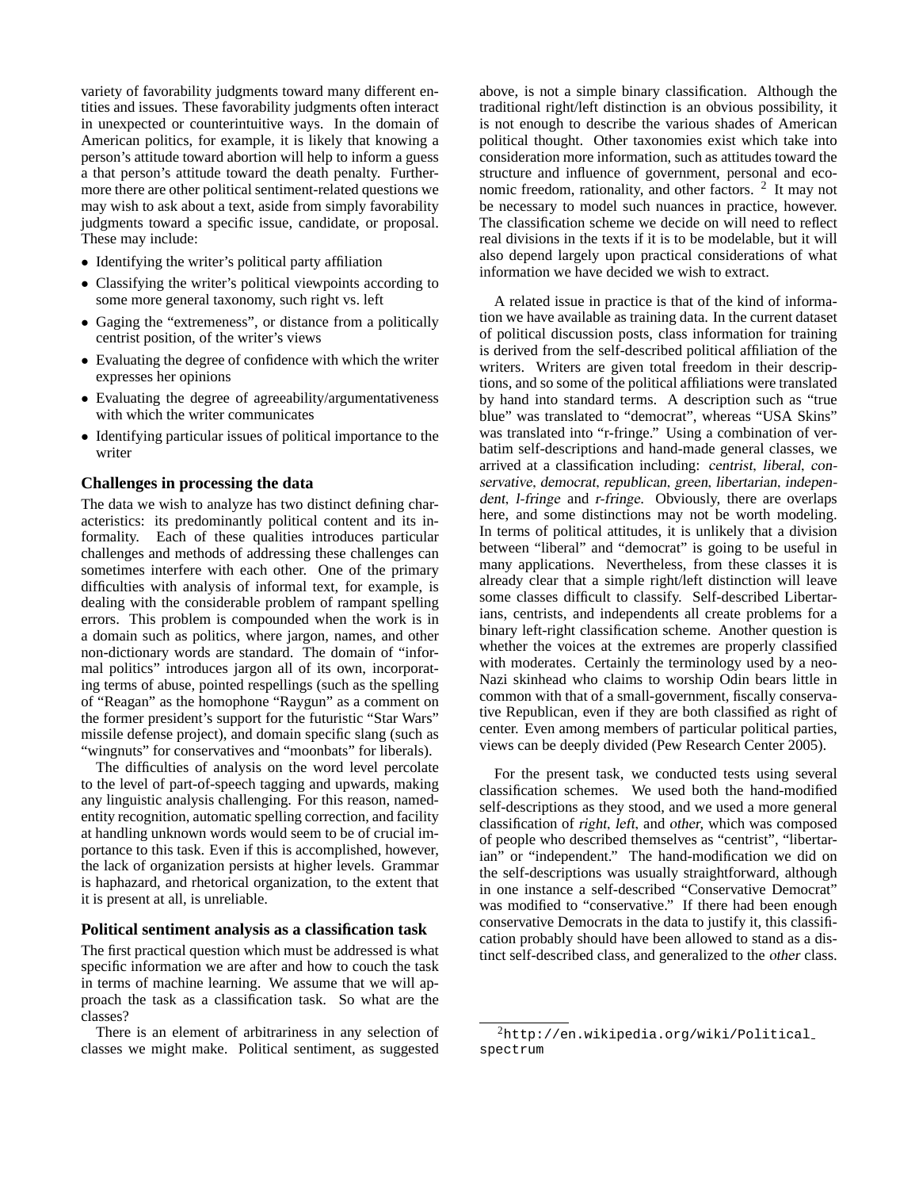variety of favorability judgments toward many different entities and issues. These favorability judgments often interact in unexpected or counterintuitive ways. In the domain of American politics, for example, it is likely that knowing a person's attitude toward abortion will help to inform a guess a that person's attitude toward the death penalty. Furthermore there are other political sentiment-related questions we may wish to ask about a text, aside from simply favorability judgments toward a specific issue, candidate, or proposal. These may include:

- Identifying the writer's political party affiliation
- Classifying the writer's political viewpoints according to some more general taxonomy, such right vs. left
- Gaging the "extremeness", or distance from a politically centrist position, of the writer's views
- Evaluating the degree of confidence with which the writer expresses her opinions
- Evaluating the degree of agreeability/argumentativeness with which the writer communicates
- Identifying particular issues of political importance to the writer

### Challenges in processing the data

The data we wish to analyze has two distinct defining characteristics: its predominantly political content and its informality. Each of these qualities introduces particular challenges and methods of addressing these challenges can sometimes interfere with each other. One of the primary difficulties with analysis of informal text, for example, is dealing with the considerable problem of rampant spelling errors. This problem is compounded when the work is in a domain such as politics, where jargon, names, and other non-dictionary words are standard. The domain of "informal politics" introduces jargon all of its own, incorporating terms of abuse, pointed respellings (such as the spelling of "Reagan" as the homophone "Raygun" as a comment on the former president's support for the futuristic "Star Wars" missile defense project), and domain specific slang (such as "wingnuts" for conservatives and "moonbats" for liberals).

The difficulties of analysis on the word level percolate to the level of part-of-speech tagging and upwards, making any linguistic analysis challenging. For this reason, named-entity recognition, automatic spelling correction, and facility at handling unknown words would seem to be of crucial importance to this task. Even if this is accomplished, however, the lack of organization persists at higher levels. Grammar is haphazard, and rhetorical organization, to the extent that it is present at all, is unreliable.

### Political sentiment analysis as a classification task

The first practical question which must be addressed is what specific information we are after and how to couch the task in terms of machine learning. We assume that we will approach the task as a classification task. So what are the classes?

There is an element of arbitrariness in any selection of classes we might make. Political sentiment, as suggested above, is not a simple binary classification. Although the traditional right/left distinction is an obvious possibility, it is not enough to describe the various shades of American political thought. Other taxonomies exist which take into consideration more information, such as attitudes toward the structure and influence of government, personal and economic freedom, rationality, and other factors. [2] It may not be necessary to model such nuances in practice, however. The classification scheme we decide on will need to reflect real divisions in the texts if it is to be modelable, but it will also depend largely upon practical considerations of what information we have decided we wish to extract.

A related issue in practice is that of the kind of information we have available as training data. In the current dataset of political discussion posts, class information for training is derived from the self-described political affiliation of the writers. Writers are given total freedom in their descriptions, and so some of the political affiliations were translated by hand into standard terms. A description such as "true blue" was translated to "democrat", whereas "USA Skins" was translated into "r-fringe." Using a combination of verbatim self-descriptions and hand-made general classes, we arrived at a classification including: *centrist*, *liberal*, *conservative*, *democrat*, *republican*, *green*, *libertarian*, *independent*, *l-fringe* and *r-fringe*. Obviously, there are overlaps here, and some distinctions may not be worth modeling. In terms of political attitudes, it is unlikely that a division between "liberal" and "democrat" is going to be useful in many applications. Nevertheless, from these classes it is already clear that a simple right/left distinction will leave some classes difficult to classify. Self-described Libertarians, centrists, and independents all create problems for a binary left-right classification scheme. Another question is whether the voices at the extremes are properly classified with moderates. Certainly the terminology used by a neo-Nazi skinhead who claims to worship Odin bears little in common with that of a small-government, fiscally conservative Republican, even if they are both classified as right of center. Even among members of particular political parties, views can be deeply divided (Pew Research Center 2005).

For the present task, we conducted tests using several classification schemes. We used both the hand-modified self-descriptions as they stood, and we used a more general classification of *right*, *left*, and *other*, which was composed of people who described themselves as "centrist", "libertarian" or "independent." The hand-modification we did on the self-descriptions was usually straightforward, although in one instance a self-described "Conservative Democrat" was modified to "conservative." If there had been enough conservative Democrats in the data to justify it, this classification probably should have been allowed to stand as a distinct self-described class, and generalized to the *other* class.

[2] http://en.wikipedia.org/wiki/Political_spectrum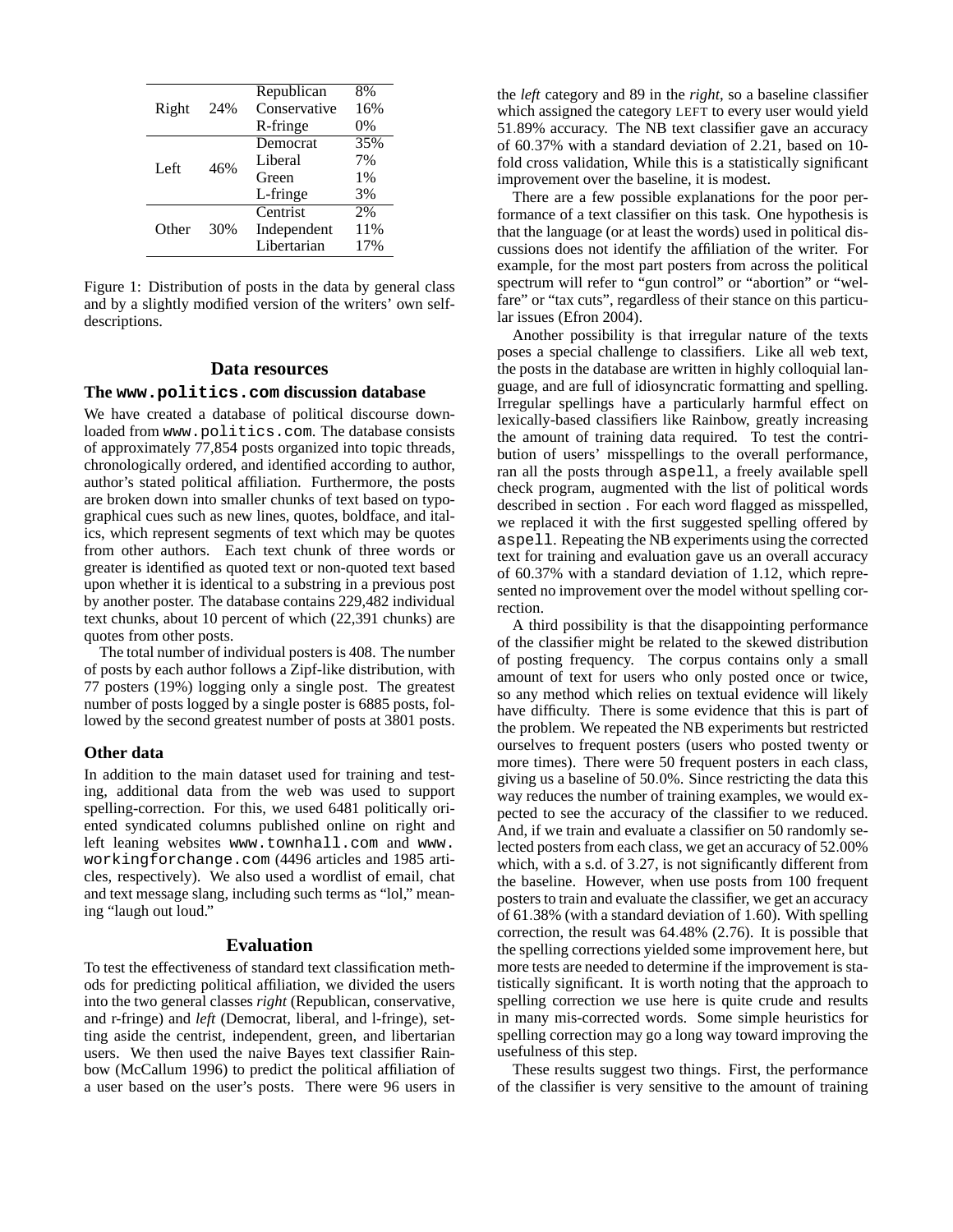| | | | |
|---|---|---|---|
| Right | 24% | Republican | 8% |
| | | Conservative | 16% |
| | | R-fringe | 0% |
| Left | 46% | Democrat | 35% |
| | | Liberal | 7% |
| | | Green | 1% |
| | | L-fringe | 3% |
| Other | 30% | Centrist | 2% |
| | | Independent | 11% |
| | | Libertarian | 17% |

Figure 1: Distribution of posts in the data by general class and by a slightly modified version of the writers' own self-descriptions.

## Data resources

### The `www.politics.com` discussion database

We have created a database of political discourse downloaded from www.politics.com. The database consists of approximately 77,854 posts organized into topic threads, chronologically ordered, and identified according to author, author's stated political affiliation. Furthermore, the posts are broken down into smaller chunks of text based on typographical cues such as new lines, quotes, boldface, and italics, which represent segments of text which may be quotes from other authors. Each text chunk of three words or greater is identified as quoted text or non-quoted text based upon whether it is identical to a substring in a previous post by another poster. The database contains 229,482 individual text chunks, about 10 percent of which (22,391 chunks) are quotes from other posts.

The total number of individual posters is 408. The number of posts by each author follows a Zipf-like distribution, with 77 posters (19%) logging only a single post. The greatest number of posts logged by a single poster is 6885 posts, followed by the second greatest number of posts at 3801 posts.

### Other data

In addition to the main dataset used for training and testing, additional data from the web was used to support spelling-correction. For this, we used 6481 politically oriented syndicated columns published online on right and left leaning websites www.townhall.com and www.workingforchange.com (4496 articles and 1985 articles, respectively). We also used a wordlist of email, chat and text message slang, including such terms as "lol," meaning "laugh out loud."

## Evaluation

To test the effectiveness of standard text classification methods for predicting political affiliation, we divided the users into the two general classes *right* (Republican, conservative, and r-fringe) and *left* (Democrat, liberal, and l-fringe), setting aside the centrist, independent, green, and libertarian users. We then used the naive Bayes text classifier Rainbow (McCallum 1996) to predict the political affiliation of a user based on the user's posts. There were 96 users in the *left* category and 89 in the *right*, so a baseline classifier which assigned the category LEFT to every user would yield 51.89% accuracy. The NB text classifier gave an accuracy of 60.37% with a standard deviation of 2.21, based on 10-fold cross validation, While this is a statistically significant improvement over the baseline, it is modest.

There are a few possible explanations for the poor performance of a text classifier on this task. One hypothesis is that the language (or at least the words) used in political discussions does not identify the affiliation of the writer. For example, for the most part posters from across the political spectrum will refer to "gun control" or "abortion" or "welfare" or "tax cuts", regardless of their stance on this particular issues (Efron 2004).

Another possibility is that irregular nature of the texts poses a special challenge to classifiers. Like all web text, the posts in the database are written in highly colloquial language, and are full of idiosyncratic formatting and spelling. Irregular spellings have a particularly harmful effect on lexically-based classifiers like Rainbow, greatly increasing the amount of training data required. To test the contribution of users' misspellings to the overall performance, ran all the posts through `aspell`, a freely available spell check program, augmented with the list of political words described in section . For each word flagged as misspelled, we replaced it with the first suggested spelling offered by `aspell`. Repeating the NB experiments using the corrected text for training and evaluation gave us an overall accuracy of 60.37% with a standard deviation of 1.12, which represented no improvement over the model without spelling correction.

A third possibility is that the disappointing performance of the classifier might be related to the skewed distribution of posting frequency. The corpus contains only a small amount of text for users who only posted once or twice, so any method which relies on textual evidence will likely have difficulty. There is some evidence that this is part of the problem. We repeated the NB experiments but restricted ourselves to frequent posters (users who posted twenty or more times). There were 50 frequent posters in each class, giving us a baseline of 50.0%. Since restricting the data this way reduces the number of training examples, we would expected to see the accuracy of the classifier to we reduced. And, if we train and evaluate a classifier on 50 randomly selected posters from each class, we get an accuracy of 52.00% which, with a s.d. of 3.27, is not significantly different from the baseline. However, when use posts from 100 frequent posters to train and evaluate the classifier, we get an accuracy of 61.38% (with a standard deviation of 1.60). With spelling correction, the result was 64.48% (2.76). It is possible that the spelling corrections yielded some improvement here, but more tests are needed to determine if the improvement is statistically significant. It is worth noting that the approach to spelling correction we use here is quite crude and results in many mis-corrected words. Some simple heuristics for spelling correction may go a long way toward improving the usefulness of this step.

These results suggest two things. First, the performance of the classifier is very sensitive to the amount of training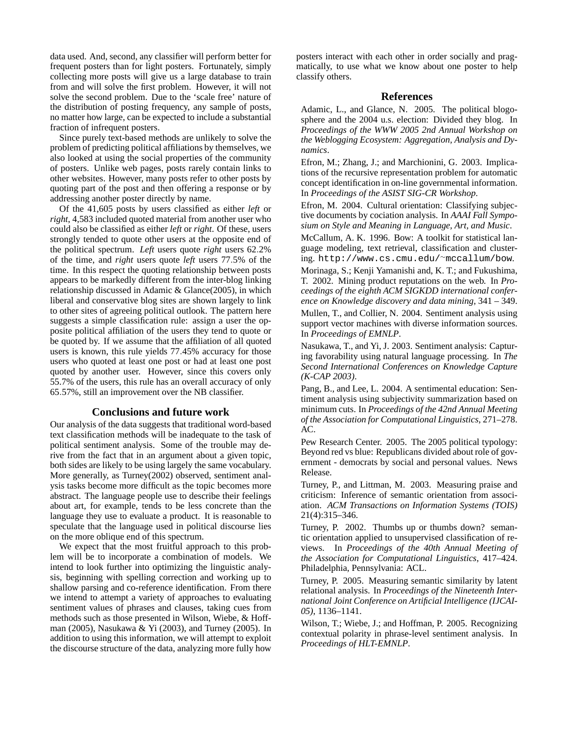data used. And, second, any classifier will perform better for frequent posters than for light posters. Fortunately, simply collecting more posts will give us a large database to train from and will solve the first problem. However, it will not solve the second problem. Due to the 'scale free' nature of the distribution of posting frequency, any sample of posts, no matter how large, can be expected to include a substantial fraction of infrequent posters.

Since purely text-based methods are unlikely to solve the problem of predicting political affiliations by themselves, we also looked at using the social properties of the community of posters. Unlike web pages, posts rarely contain links to other websites. However, many posts refer to other posts by quoting part of the post and then offering a response or by addressing another poster directly by name.

Of the 41,605 posts by users classified as either *left* or *right*, 4,583 included quoted material from another user who could also be classified as either *left* or *right*. Of these, users strongly tended to quote other users at the opposite end of the political spectrum. *Left* users quote *right* users 62.2% of the time, and *right* users quote *left* users 77.5% of the time. In this respect the quoting relationship between posts appears to be markedly different from the inter-blog linking relationship discussed in Adamic & Glance(2005), in which liberal and conservative blog sites are shown largely to link to other sites of agreeing political outlook. The pattern here suggests a simple classification rule: assign a user the opposite political affiliation of the users they tend to quote or be quoted by. If we assume that the affiliation of all quoted users is known, this rule yields 77.45% accuracy for those users who quoted at least one post or had at least one post quoted by another user. However, since this covers only 55.7% of the users, this rule has an overall accuracy of only 65.57%, still an improvement over the NB classifier.

## Conclusions and future work

Our analysis of the data suggests that traditional word-based text classification methods will be inadequate to the task of political sentiment analysis. Some of the trouble may derive from the fact that in an argument about a given topic, both sides are likely to be using largely the same vocabulary. More generally, as Turney(2002) observed, sentiment analysis tasks become more difficult as the topic becomes more abstract. The language people use to describe their feelings about art, for example, tends to be less concrete than the language they use to evaluate a product. It is reasonable to speculate that the language used in political discourse lies on the more oblique end of this spectrum.

We expect that the most fruitful approach to this problem will be to incorporate a combination of models. We intend to look further into optimizing the linguistic analysis, beginning with spelling correction and working up to shallow parsing and co-reference identification. From there we intend to attempt a variety of approaches to evaluating sentiment values of phrases and clauses, taking cues from methods such as those presented in Wilson, Wiebe, & Hoffman (2005), Nasukawa & Yi (2003), and Turney (2005). In addition to using this information, we will attempt to exploit the discourse structure of the data, analyzing more fully how posters interact with each other in order socially and pragmatically, to use what we know about one poster to help classify others.

## References

Adamic, L., and Glance, N. 2005. The political blogosphere and the 2004 u.s. election: Divided they blog. In *Proceedings of the WWW 2005 2nd Annual Workshop on the Weblogging Ecosystem: Aggregation, Analysis and Dynamics*.

Efron, M.; Zhang, J.; and Marchionini, G. 2003. Implications of the recursive representation problem for automatic concept identification in on-line governmental information. In *Proceedings of the ASIST SIG-CR Workshop*.

Efron, M. 2004. Cultural orientation: Classifying subjective documents by cociation analysis. In *AAAI Fall Symposium on Style and Meaning in Language, Art, and Music*.

McCallum, A. K. 1996. Bow: A toolkit for statistical language modeling, text retrieval, classification and clustering. `http://www.cs.cmu.edu/~mccallum/bow`.

Morinaga, S.; Kenji Yamanishi and, K. T.; and Fukushima, T. 2002. Mining product reputations on the web. In *Proceedings of the eighth ACM SIGKDD international conference on Knowledge discovery and data mining*, 341 – 349.

Mullen, T., and Collier, N. 2004. Sentiment analysis using support vector machines with diverse information sources. In *Proceedings of EMNLP*.

Nasukawa, T., and Yi, J. 2003. Sentiment analysis: Capturing favorability using natural language processing. In *The Second International Conferences on Knowledge Capture (K-CAP 2003)*.

Pang, B., and Lee, L. 2004. A sentimental education: Sentiment analysis using subjectivity summarization based on minimum cuts. In *Proceedings of the 42nd Annual Meeting of the Association for Computational Linguistics*, 271–278. AC.

Pew Research Center. 2005. The 2005 political typology: Beyond red vs blue: Republicans divided about role of government - democrats by social and personal values. News Release.

Turney, P., and Littman, M. 2003. Measuring praise and criticism: Inference of semantic orientation from association. *ACM Transactions on Information Systems (TOIS)* 21(4):315–346.

Turney, P. 2002. Thumbs up or thumbs down? semantic orientation applied to unsupervised classification of reviews. In *Proceedings of the 40th Annual Meeting of the Association for Computational Linguistics*, 417–424. Philadelphia, Pennsylvania: ACL.

Turney, P. 2005. Measuring semantic similarity by latent relational analysis. In *Proceedings of the Nineteenth International Joint Conference on Artificial Intelligence (IJCAI-05)*, 1136–1141.

Wilson, T.; Wiebe, J.; and Hoffman, P. 2005. Recognizing contextual polarity in phrase-level sentiment analysis. In *Proceedings of HLT-EMNLP*.